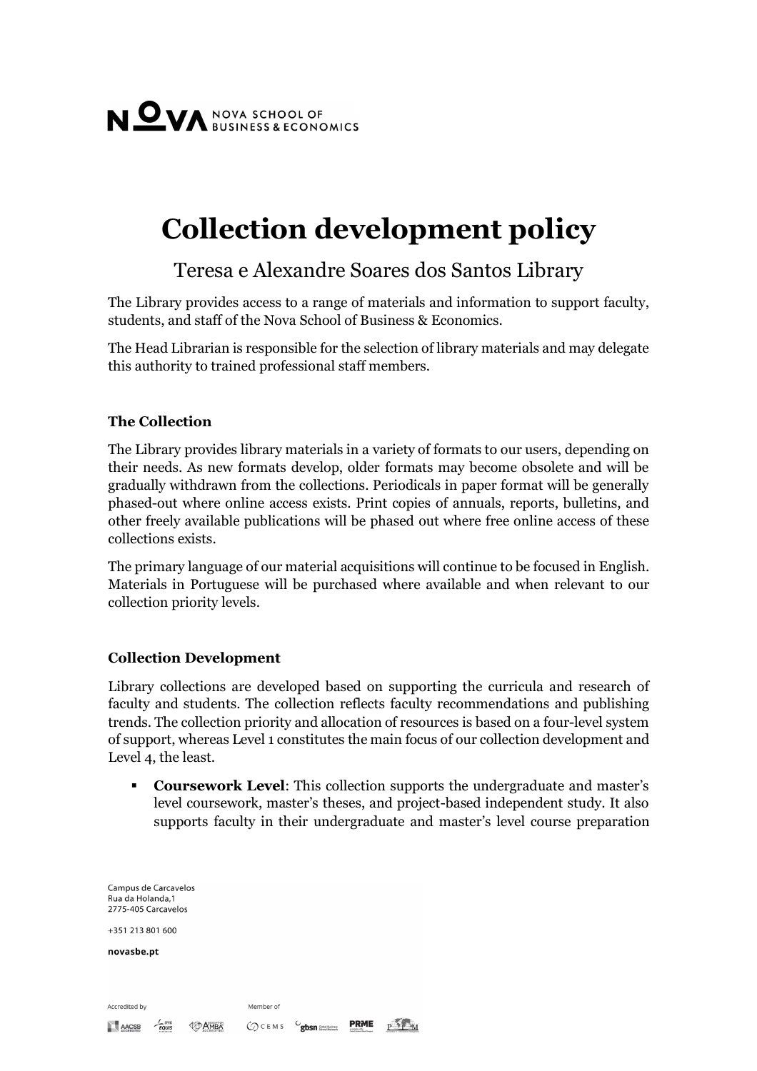# Collection development policy

## Teresa e Alexandre Soares dos Santos Library

The Library provides access to a range of materials and information to support faculty, students, and staff of the Nova School of Business & Economics.

The Head Librarian is responsible for the selection of library materials and may delegate this authority to trained professional staff members.

### The Collection

The Library provides library materials in a variety of formats to our users, depending on their needs. As new formats develop, older formats may become obsolete and will be gradually withdrawn from the collections. Periodicals in paper format will be generally phased-out where online access exists. Print copies of annuals, reports, bulletins, and other freely available publications will be phased out where free online access of these collections exists.

The primary language of our material acquisitions will continue to be focused in English. Materials in Portuguese will be purchased where available and when relevant to our collection priority levels.

### Collection Development

Library collections are developed based on supporting the curricula and research of faculty and students. The collection reflects faculty recommendations and publishing trends. The collection priority and allocation of resources is based on a four-level system of support, whereas Level 1 constitutes the main focus of our collection development and Level 4, the least.

- **Coursework Level**: This collection supports the undergraduate and master's level coursework, master's theses, and project-based independent study. It also supports faculty in their undergraduate and master's level course preparation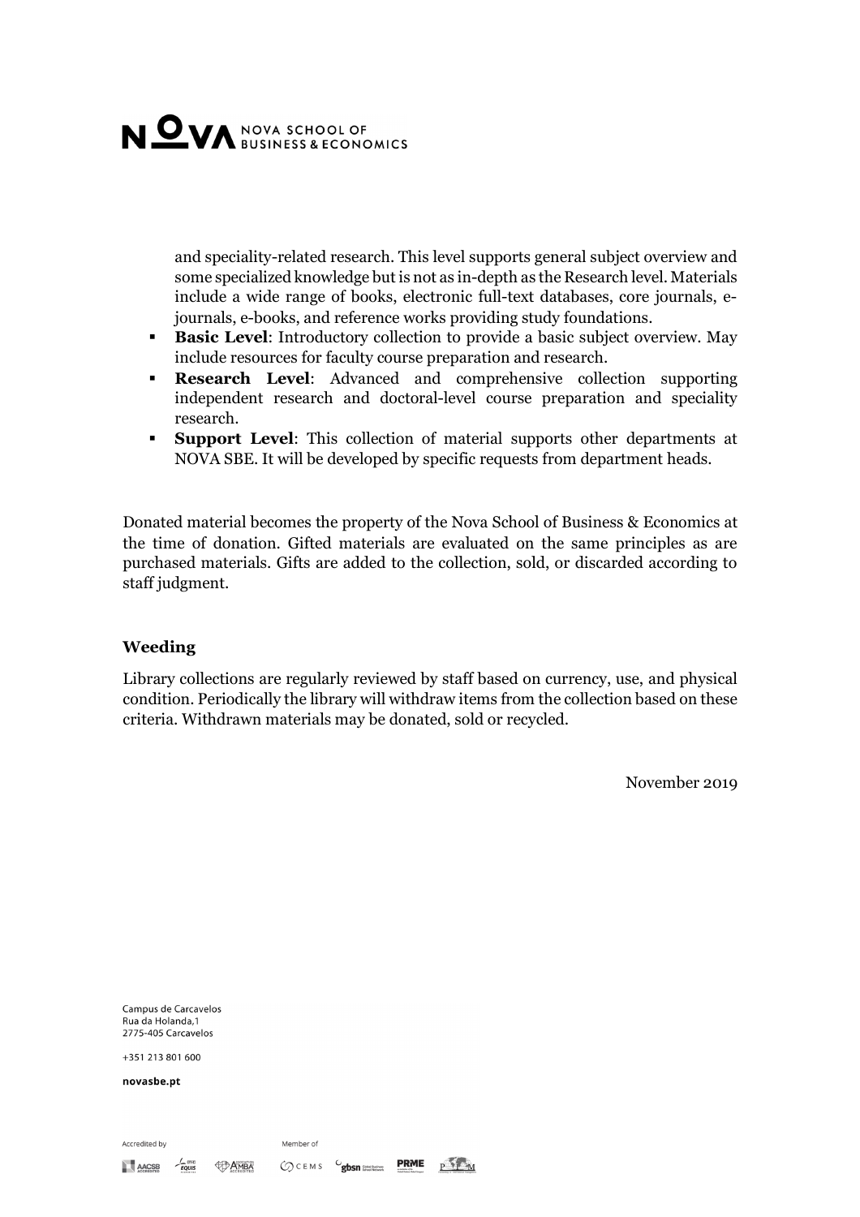and speciality-related research. This level supports general subject overview and some specialized knowledge but is not as in-depth as the Research level. Materials include a wide range of books, electronic full-text databases, core journals, e-journals, e-books, and reference works providing study foundations.

- **Basic Level**: Introductory collection to provide a basic subject overview. May include resources for faculty course preparation and research.
- **Research Level**: Advanced and comprehensive collection supporting independent research and doctoral-level course preparation and speciality research.
- **Support Level**: This collection of material supports other departments at NOVA SBE. It will be developed by specific requests from department heads.

Donated material becomes the property of the Nova School of Business & Economics at the time of donation. Gifted materials are evaluated on the same principles as are purchased materials. Gifts are added to the collection, sold, or discarded according to staff judgment.

### Weeding

Library collections are regularly reviewed by staff based on currency, use, and physical condition. Periodically the library will withdraw items from the collection based on these criteria. Withdrawn materials may be donated, sold or recycled.

November 2019